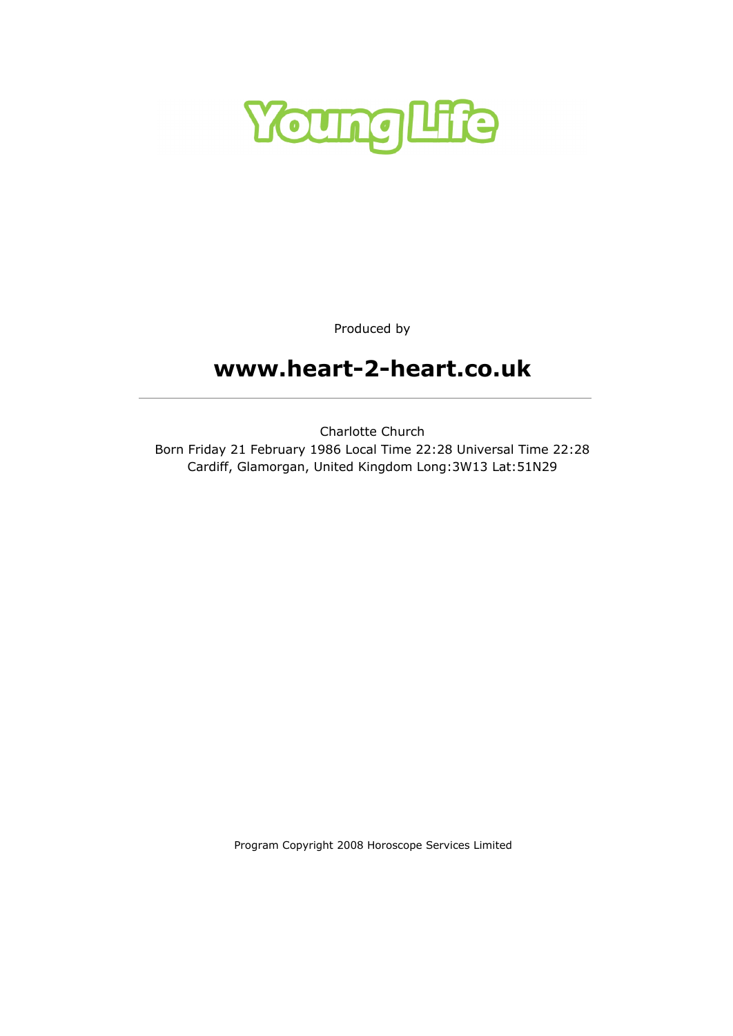# Young Life

Produced by

## www.heart-2-heart.co.uk

---

Charlotte Church

Born Friday 21 February 1986 Local Time 22:28 Universal Time 22:28

Cardiff, Glamorgan, United Kingdom Long:3W13 Lat:51N29

Program Copyright 2008 Horoscope Services Limited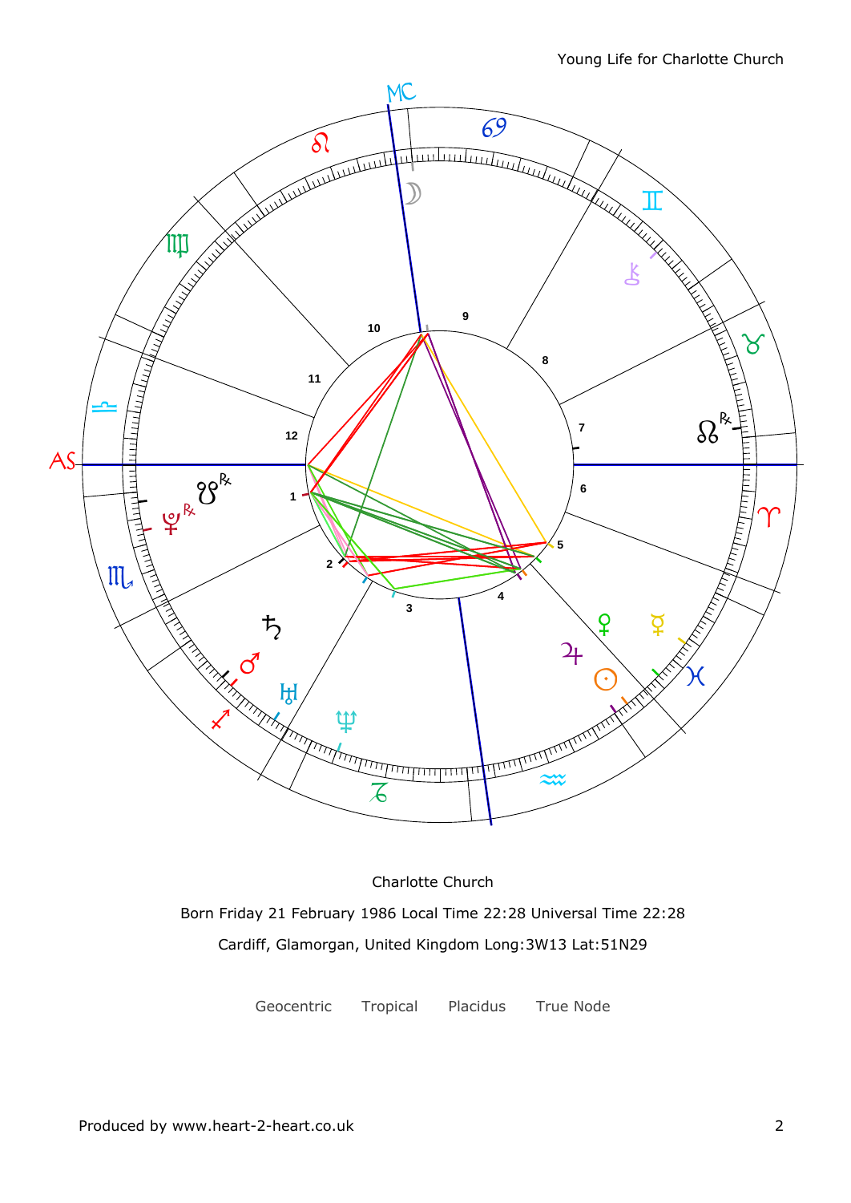Charlotte Church

Born Friday 21 February 1986 Local Time 22:28 Universal Time 22:28

Cardiff, Glamorgan, United Kingdom Long:3W13 Lat:51N29

Geocentric Tropical Placidus True Node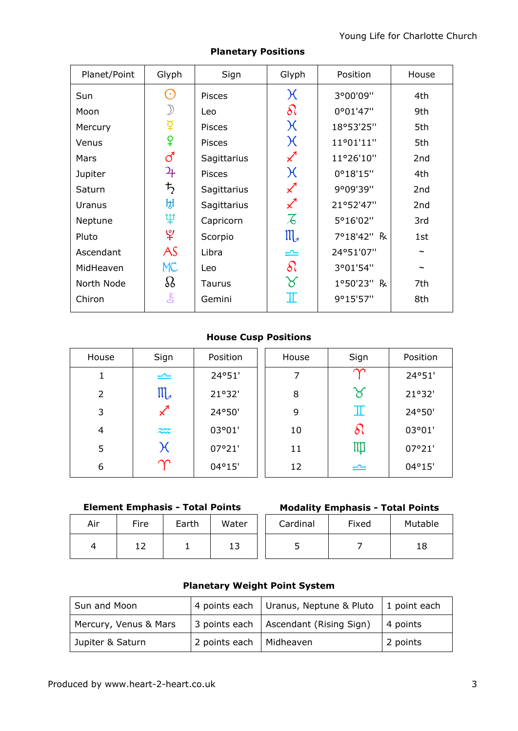## Planetary Positions

| Planet/Point | Glyph | Sign | Glyph | Position | House |
|---|---|---|---|---|---|
| Sun | ☉ | Pisces | ♓ | 3°00'09" | 4th |
| Moon | ☽ | Leo | ♌ | 0°01'47" | 9th |
| Mercury | ☿ | Pisces | ♓ | 18°53'25" | 5th |
| Venus | ♀ | Pisces | ♓ | 11°01'11" | 5th |
| Mars | ♂ | Sagittarius | ♐ | 11°26'10" | 2nd |
| Jupiter | ♃ | Pisces | ♓ | 0°18'15" | 4th |
| Saturn | ♄ | Sagittarius | ♐ | 9°09'39" | 2nd |
| Uranus | ♅ | Sagittarius | ♐ | 21°52'47" | 2nd |
| Neptune | ♆ | Capricorn | ♑ | 5°16'02" | 3rd |
| Pluto | ♇ | Scorpio | ♏ | 7°18'42" ℞ | 1st |
| Ascendant | AS | Libra | ♎ | 24°51'07" | ~ |
| MidHeaven | MC | Leo | ♌ | 3°01'54" | ~ |
| North Node | ☊ | Taurus | ♉ | 1°50'23" ℞ | 7th |
| Chiron | ⚷ | Gemini | ♊ | 9°15'57" | 8th |

## House Cusp Positions

| House | Sign | Position | House | Sign | Position |
|---|---|---|---|---|---|
| 1 | ♎ | 24°51' | 7 | ♈ | 24°51' |
| 2 | ♏ | 21°32' | 8 | ♉ | 21°32' |
| 3 | ♐ | 24°50' | 9 | ♊ | 24°50' |
| 4 | ♒ | 03°01' | 10 | ♌ | 03°01' |
| 5 | ♓ | 07°21' | 11 | ♍ | 07°21' |
| 6 | ♈ | 04°15' | 12 | ♎ | 04°15' |

**Element Emphasis - Total Points**

| Air | Fire | Earth | Water |
|---|---|---|---|
| 4 | 12 | 1 | 13 |

**Modality Emphasis - Total Points**

| Cardinal | Fixed | Mutable |
|---|---|---|
| 5 | 7 | 18 |

## Planetary Weight Point System

| | | | |
|---|---|---|---|
| Sun and Moon | 4 points each | Uranus, Neptune & Pluto | 1 point each |
| Mercury, Venus & Mars | 3 points each | Ascendant (Rising Sign) | 4 points |
| Jupiter & Saturn | 2 points each | Midheaven | 2 points |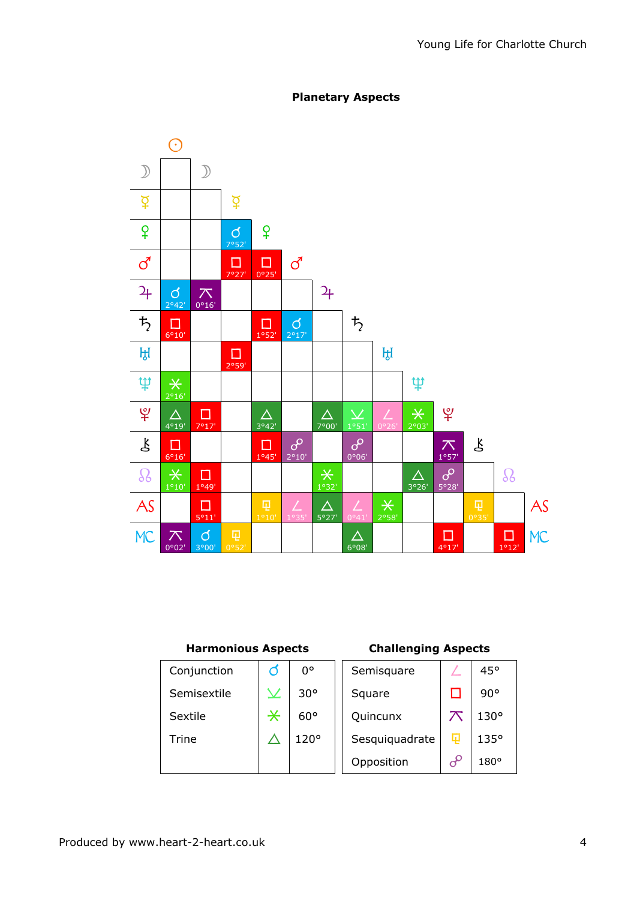## Planetary Aspects

| | ☉ Sun | ☽ Moon | ☿ Mercury | ♀ Venus | ♂ Mars | ♃ Jupiter | ♄ Saturn | ♅ Uranus | ♆ Neptune | ♇ Pluto | ⚷ Chiron | ☊ Node | AS |
|---|---|---|---|---|---|---|---|---|---|---|---|---|---|
| ☽ Moon | | | | | | | | | | | | | |
| ☿ Mercury | | | | | | | | | | | | | |
| ♀ Venus | | | ☌ 7°52' | | | | | | | | | | |
| ♂ Mars | | | □ 7°27' | □ 0°25' | | | | | | | | | |
| ♃ Jupiter | ☌ 2°42' | ⚻ 0°16' | | | | | | | | | | | |
| ♄ Saturn | □ 6°10' | | | □ 1°52' | ☌ 2°17' | | | | | | | | |
| ♅ Uranus | | | □ 2°59' | | | | | | | | | | |
| ♆ Neptune | ⚹ 2°16' | | | | | | | | | | | | |
| ♇ Pluto | △ 4°19' | □ 7°17' | | △ 3°42' | | △ 7°00' | ⚺ 1°51' | ∠ 0°26' | ⚹ 2°03' | | | | |
| ⚷ Chiron | □ 6°16' | | | □ 1°45' | ☍ 2°10' | | ☍ 0°06' | | | ⚻ 1°57' | | | |
| ☊ Node | ⚹ 1°10' | □ 1°49' | | | | ⚹ 1°32' | | | △ 3°26' | ☍ 5°28' | | | |
| AS | | □ 5°11' | | ⚼ 1°10' | ∠ 1°35' | △ 5°27' | ∠ 0°41' | ⚹ 2°58' | | | ⚼ 0°35' | | |
| MC | ⚻ 0°02' | ☌ 3°00' | ⚼ 0°52' | | | | △ 6°08' | | | □ 4°17' | | | □ 1°12' |

| Harmonious Aspects | | | Challenging Aspects | | |
|---|---|---|---|---|---|
| Conjunction | ☌ | 0° | Semisquare | ∠ | 45° |
| Semisextile | ⚺ | 30° | Square | □ | 90° |
| Sextile | ⚹ | 60° | Quincunx | ⚻ | 130° |
| Trine | △ | 120° | Sesquiquadrate | ⚼ | 135° |
| | | | Opposition | ☍ | 180° |

Produced by www.heart-2-heart.co.uk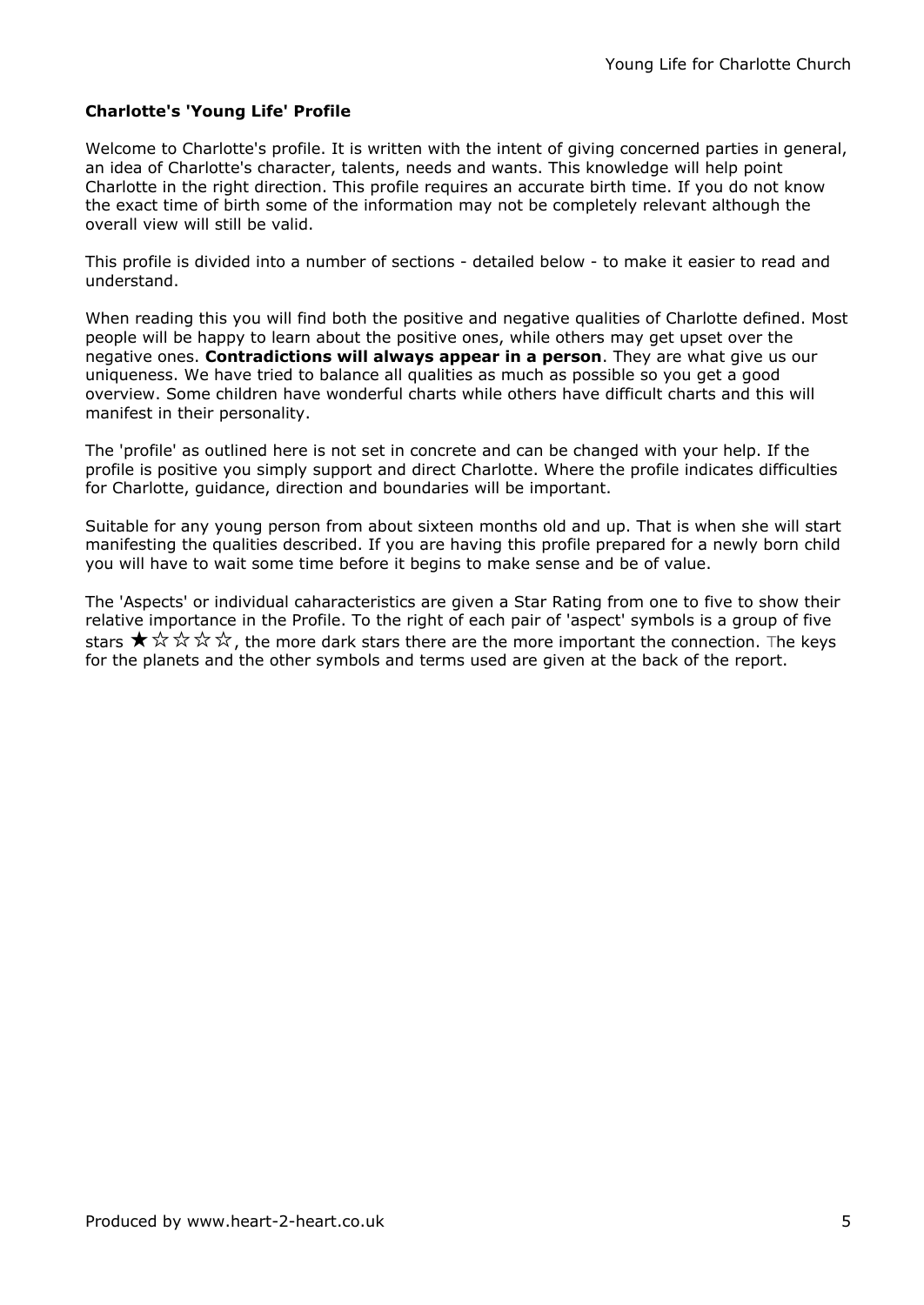**Charlotte's 'Young Life' Profile**

Welcome to Charlotte's profile. It is written with the intent of giving concerned parties in general, an idea of Charlotte's character, talents, needs and wants. This knowledge will help point Charlotte in the right direction. This profile requires an accurate birth time. If you do not know the exact time of birth some of the information may not be completely relevant although the overall view will still be valid.

This profile is divided into a number of sections - detailed below - to make it easier to read and understand.

When reading this you will find both the positive and negative qualities of Charlotte defined. Most people will be happy to learn about the positive ones, while others may get upset over the negative ones. **Contradictions will always appear in a person**. They are what give us our uniqueness. We have tried to balance all qualities as much as possible so you get a good overview. Some children have wonderful charts while others have difficult charts and this will manifest in their personality.

The 'profile' as outlined here is not set in concrete and can be changed with your help. If the profile is positive you simply support and direct Charlotte. Where the profile indicates difficulties for Charlotte, guidance, direction and boundaries will be important.

Suitable for any young person from about sixteen months old and up. That is when she will start manifesting the qualities described. If you are having this profile prepared for a newly born child you will have to wait some time before it begins to make sense and be of value.

The 'Aspects' or individual caharacteristics are given a Star Rating from one to five to show their relative importance in the Profile. To the right of each pair of 'aspect' symbols is a group of five stars ★☆☆☆☆, the more dark stars there are the more important the connection. The keys for the planets and the other symbols and terms used are given at the back of the report.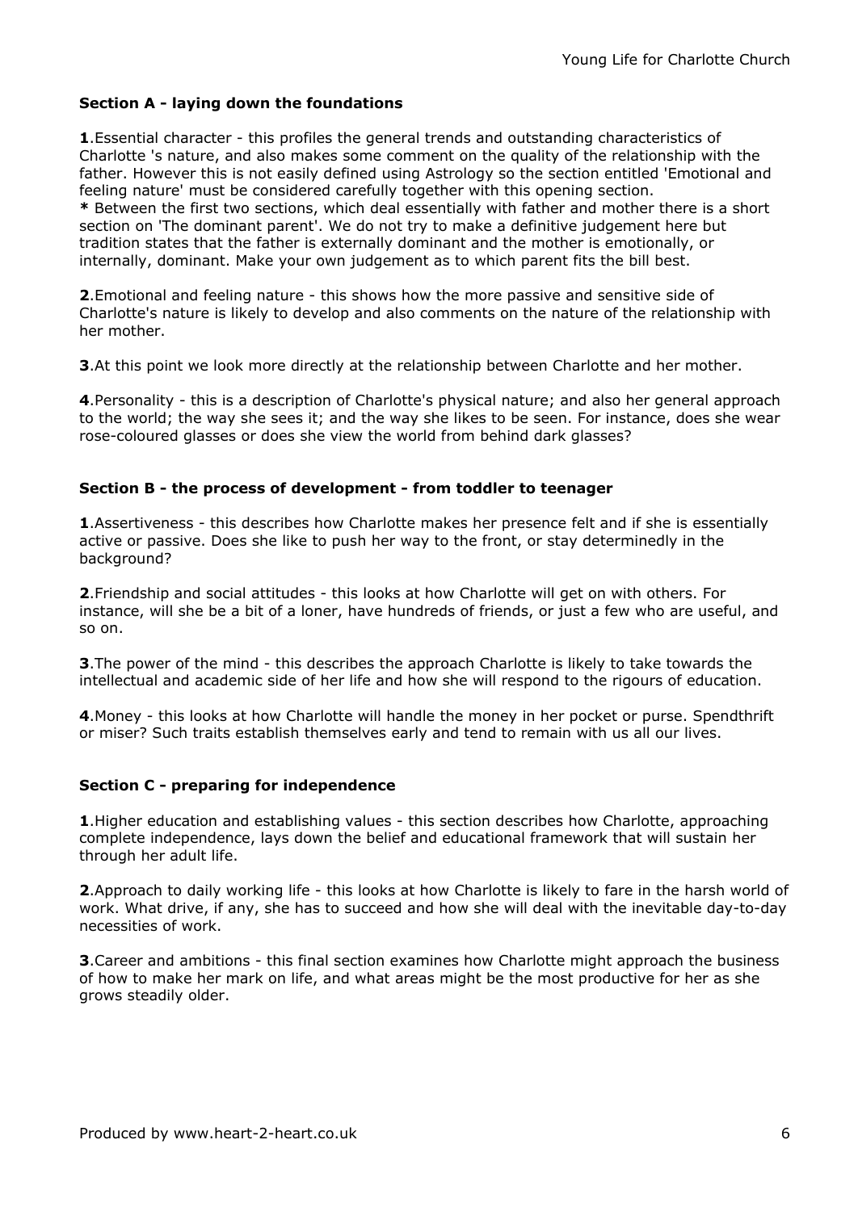### Section A - laying down the foundations

**1**.Essential character - this profiles the general trends and outstanding characteristics of Charlotte 's nature, and also makes some comment on the quality of the relationship with the father. However this is not easily defined using Astrology so the section entitled 'Emotional and feeling nature' must be considered carefully together with this opening section.
**\*** Between the first two sections, which deal essentially with father and mother there is a short section on 'The dominant parent'. We do not try to make a definitive judgement here but tradition states that the father is externally dominant and the mother is emotionally, or internally, dominant. Make your own judgement as to which parent fits the bill best.

**2**.Emotional and feeling nature - this shows how the more passive and sensitive side of Charlotte's nature is likely to develop and also comments on the nature of the relationship with her mother.

**3**.At this point we look more directly at the relationship between Charlotte and her mother.

**4**.Personality - this is a description of Charlotte's physical nature; and also her general approach to the world; the way she sees it; and the way she likes to be seen. For instance, does she wear rose-coloured glasses or does she view the world from behind dark glasses?

### Section B - the process of development - from toddler to teenager

**1**.Assertiveness - this describes how Charlotte makes her presence felt and if she is essentially active or passive. Does she like to push her way to the front, or stay determinedly in the background?

**2**.Friendship and social attitudes - this looks at how Charlotte will get on with others. For instance, will she be a bit of a loner, have hundreds of friends, or just a few who are useful, and so on.

**3**.The power of the mind - this describes the approach Charlotte is likely to take towards the intellectual and academic side of her life and how she will respond to the rigours of education.

**4**.Money - this looks at how Charlotte will handle the money in her pocket or purse. Spendthrift or miser? Such traits establish themselves early and tend to remain with us all our lives.

### Section C - preparing for independence

**1**.Higher education and establishing values - this section describes how Charlotte, approaching complete independence, lays down the belief and educational framework that will sustain her through her adult life.

**2**.Approach to daily working life - this looks at how Charlotte is likely to fare in the harsh world of work. What drive, if any, she has to succeed and how she will deal with the inevitable day-to-day necessities of work.

**3**.Career and ambitions - this final section examines how Charlotte might approach the business of how to make her mark on life, and what areas might be the most productive for her as she grows steadily older.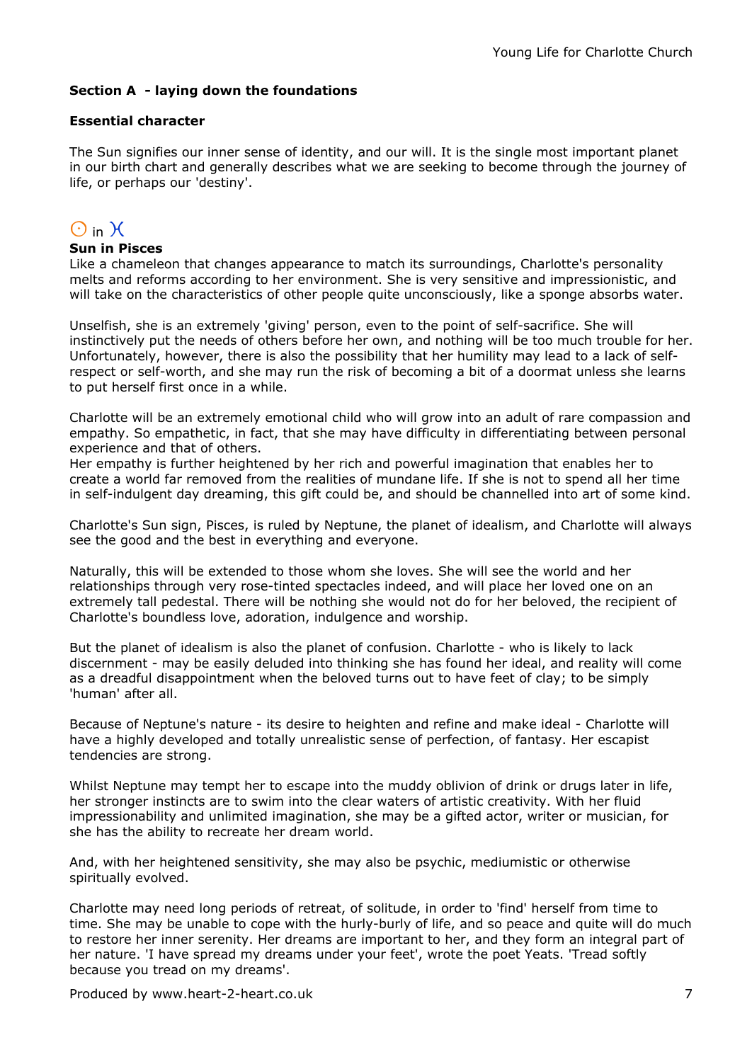**Section A - laying down the foundations**

**Essential character**

The Sun signifies our inner sense of identity, and our will. It is the single most important planet in our birth chart and generally describes what we are seeking to become through the journey of life, or perhaps our 'destiny'.

☉ in ♓

**Sun in Pisces**

Like a chameleon that changes appearance to match its surroundings, Charlotte's personality melts and reforms according to her environment. She is very sensitive and impressionistic, and will take on the characteristics of other people quite unconsciously, like a sponge absorbs water.

Unselfish, she is an extremely 'giving' person, even to the point of self-sacrifice. She will instinctively put the needs of others before her own, and nothing will be too much trouble for her. Unfortunately, however, there is also the possibility that her humility may lead to a lack of self-respect or self-worth, and she may run the risk of becoming a bit of a doormat unless she learns to put herself first once in a while.

Charlotte will be an extremely emotional child who will grow into an adult of rare compassion and empathy. So empathetic, in fact, that she may have difficulty in differentiating between personal experience and that of others.
Her empathy is further heightened by her rich and powerful imagination that enables her to create a world far removed from the realities of mundane life. If she is not to spend all her time in self-indulgent day dreaming, this gift could be, and should be channelled into art of some kind.

Charlotte's Sun sign, Pisces, is ruled by Neptune, the planet of idealism, and Charlotte will always see the good and the best in everything and everyone.

Naturally, this will be extended to those whom she loves. She will see the world and her relationships through very rose-tinted spectacles indeed, and will place her loved one on an extremely tall pedestal. There will be nothing she would not do for her beloved, the recipient of Charlotte's boundless love, adoration, indulgence and worship.

But the planet of idealism is also the planet of confusion. Charlotte - who is likely to lack discernment - may be easily deluded into thinking she has found her ideal, and reality will come as a dreadful disappointment when the beloved turns out to have feet of clay; to be simply 'human' after all.

Because of Neptune's nature - its desire to heighten and refine and make ideal - Charlotte will have a highly developed and totally unrealistic sense of perfection, of fantasy. Her escapist tendencies are strong.

Whilst Neptune may tempt her to escape into the muddy oblivion of drink or drugs later in life, her stronger instincts are to swim into the clear waters of artistic creativity. With her fluid impressionability and unlimited imagination, she may be a gifted actor, writer or musician, for she has the ability to recreate her dream world.

And, with her heightened sensitivity, she may also be psychic, mediumistic or otherwise spiritually evolved.

Charlotte may need long periods of retreat, of solitude, in order to 'find' herself from time to time. She may be unable to cope with the hurly-burly of life, and so peace and quite will do much to restore her inner serenity. Her dreams are important to her, and they form an integral part of her nature. 'I have spread my dreams under your feet', wrote the poet Yeats. 'Tread softly because you tread on my dreams'.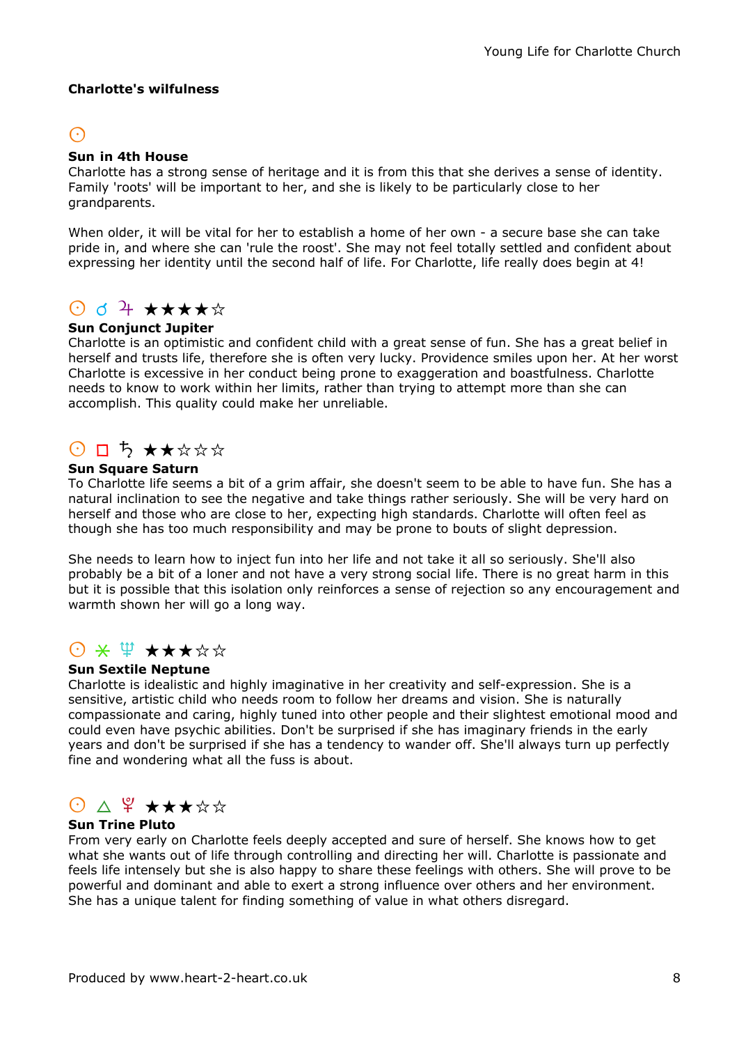**Charlotte's wilfulness**

☉

**Sun in 4th House**

Charlotte has a strong sense of heritage and it is from this that she derives a sense of identity. Family 'roots' will be important to her, and she is likely to be particularly close to her grandparents.

When older, it will be vital for her to establish a home of her own - a secure base she can take pride in, and where she can 'rule the roost'. She may not feel totally settled and confident about expressing her identity until the second half of life. For Charlotte, life really does begin at 4!

☉ ☌ ♃ ★★★★☆

**Sun Conjunct Jupiter**

Charlotte is an optimistic and confident child with a great sense of fun. She has a great belief in herself and trusts life, therefore she is often very lucky. Providence smiles upon her. At her worst Charlotte is excessive in her conduct being prone to exaggeration and boastfulness. Charlotte needs to know to work within her limits, rather than trying to attempt more than she can accomplish. This quality could make her unreliable.

☉ □ ♄ ★★☆☆☆

**Sun Square Saturn**

To Charlotte life seems a bit of a grim affair, she doesn't seem to be able to have fun. She has a natural inclination to see the negative and take things rather seriously. She will be very hard on herself and those who are close to her, expecting high standards. Charlotte will often feel as though she has too much responsibility and may be prone to bouts of slight depression.

She needs to learn how to inject fun into her life and not take it all so seriously. She'll also probably be a bit of a loner and not have a very strong social life. There is no great harm in this but it is possible that this isolation only reinforces a sense of rejection so any encouragement and warmth shown her will go a long way.

☉ ⚹ ♆ ★★★☆☆

**Sun Sextile Neptune**

Charlotte is idealistic and highly imaginative in her creativity and self-expression. She is a sensitive, artistic child who needs room to follow her dreams and vision. She is naturally compassionate and caring, highly tuned into other people and their slightest emotional mood and could even have psychic abilities. Don't be surprised if she has imaginary friends in the early years and don't be surprised if she has a tendency to wander off. She'll always turn up perfectly fine and wondering what all the fuss is about.

☉ △ ♇ ★★★☆☆

**Sun Trine Pluto**

From very early on Charlotte feels deeply accepted and sure of herself. She knows how to get what she wants out of life through controlling and directing her will. Charlotte is passionate and feels life intensely but she is also happy to share these feelings with others. She will prove to be powerful and dominant and able to exert a strong influence over others and her environment. She has a unique talent for finding something of value in what others disregard.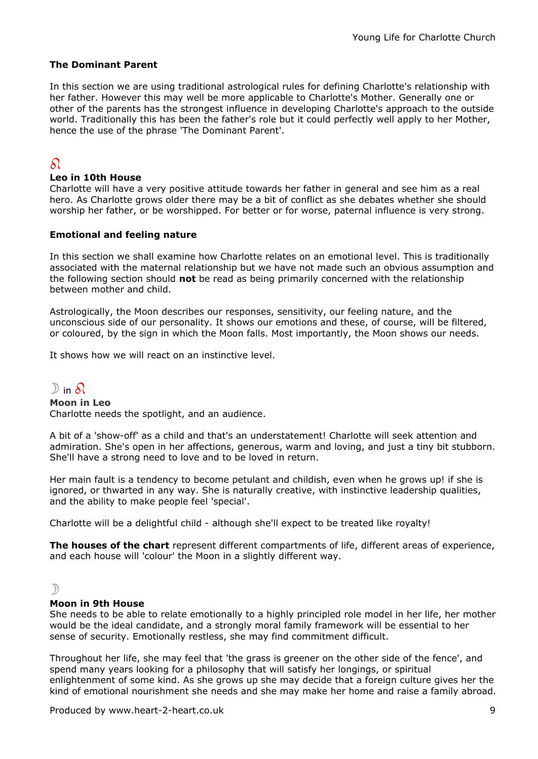### The Dominant Parent

In this section we are using traditional astrological rules for defining Charlotte's relationship with her father. However this may well be more applicable to Charlotte's Mother. Generally one or other of the parents has the strongest influence in developing Charlotte's approach to the outside world. Traditionally this has been the father's role but it could perfectly well apply to her Mother, hence the use of the phrase 'The Dominant Parent'.

♌

**Leo in 10th House**
Charlotte will have a very positive attitude towards her father in general and see him as a real hero. As Charlotte grows older there may be a bit of conflict as she debates whether she should worship her father, or be worshipped. For better or for worse, paternal influence is very strong.

### Emotional and feeling nature

In this section we shall examine how Charlotte relates on an emotional level. This is traditionally associated with the maternal relationship but we have not made such an obvious assumption and the following section should **not** be read as being primarily concerned with the relationship between mother and child.

Astrologically, the Moon describes our responses, sensitivity, our feeling nature, and the unconscious side of our personality. It shows our emotions and these, of course, will be filtered, or coloured, by the sign in which the Moon falls. Most importantly, the Moon shows our needs.

It shows how we will react on an instinctive level.

☽ in ♌

**Moon in Leo**
Charlotte needs the spotlight, and an audience.

A bit of a 'show-off' as a child and that's an understatement! Charlotte will seek attention and admiration. She's open in her affections, generous, warm and loving, and just a tiny bit stubborn. She'll have a strong need to love and to be loved in return.

Her main fault is a tendency to become petulant and childish, even when he grows up! if she is ignored, or thwarted in any way. She is naturally creative, with instinctive leadership qualities, and the ability to make people feel 'special'.

Charlotte will be a delightful child - although she'll expect to be treated like royalty!

**The houses of the chart** represent different compartments of life, different areas of experience, and each house will 'colour' the Moon in a slightly different way.

☽

**Moon in 9th House**
She needs to be able to relate emotionally to a highly principled role model in her life, her mother would be the ideal candidate, and a strongly moral family framework will be essential to her sense of security. Emotionally restless, she may find commitment difficult.

Throughout her life, she may feel that 'the grass is greener on the other side of the fence', and spend many years looking for a philosophy that will satisfy her longings, or spiritual enlightenment of some kind. As she grows up she may decide that a foreign culture gives her the kind of emotional nourishment she needs and she may make her home and raise a family abroad.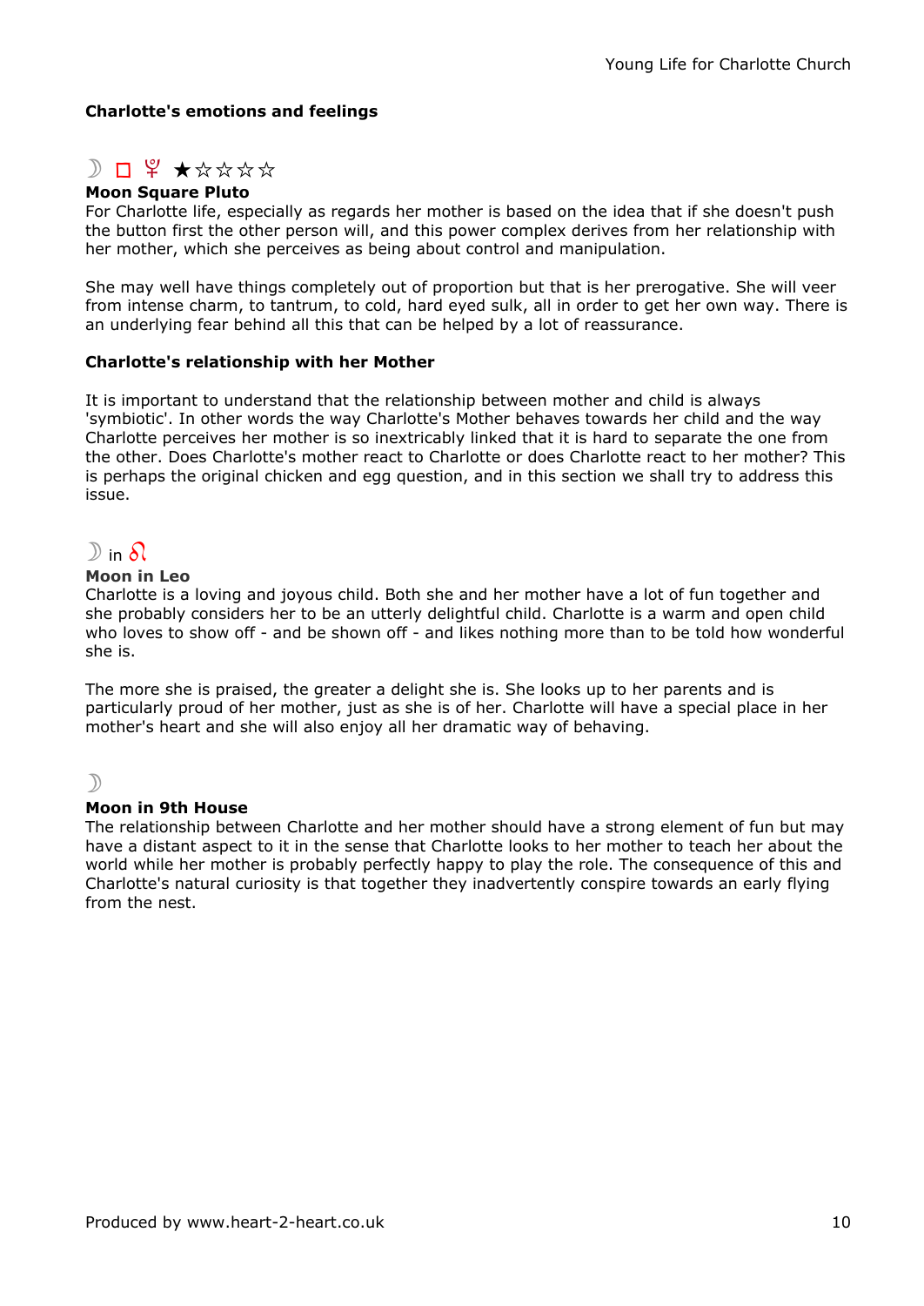### Charlotte's emotions and feelings

☽ □ ♇ ★☆☆☆☆

**Moon Square Pluto**

For Charlotte life, especially as regards her mother is based on the idea that if she doesn't push the button first the other person will, and this power complex derives from her relationship with her mother, which she perceives as being about control and manipulation.

She may well have things completely out of proportion but that is her prerogative. She will veer from intense charm, to tantrum, to cold, hard eyed sulk, all in order to get her own way. There is an underlying fear behind all this that can be helped by a lot of reassurance.

### Charlotte's relationship with her Mother

It is important to understand that the relationship between mother and child is always 'symbiotic'. In other words the way Charlotte's Mother behaves towards her child and the way Charlotte perceives her mother is so inextricably linked that it is hard to separate the one from the other. Does Charlotte's mother react to Charlotte or does Charlotte react to her mother? This is perhaps the original chicken and egg question, and in this section we shall try to address this issue.

☽ in ♌

**Moon in Leo**

Charlotte is a loving and joyous child. Both she and her mother have a lot of fun together and she probably considers her to be an utterly delightful child. Charlotte is a warm and open child who loves to show off - and be shown off - and likes nothing more than to be told how wonderful she is.

The more she is praised, the greater a delight she is. She looks up to her parents and is particularly proud of her mother, just as she is of her. Charlotte will have a special place in her mother's heart and she will also enjoy all her dramatic way of behaving.

☽

**Moon in 9th House**

The relationship between Charlotte and her mother should have a strong element of fun but may have a distant aspect to it in the sense that Charlotte looks to her mother to teach her about the world while her mother is probably perfectly happy to play the role. The consequence of this and Charlotte's natural curiosity is that together they inadvertently conspire towards an early flying from the nest.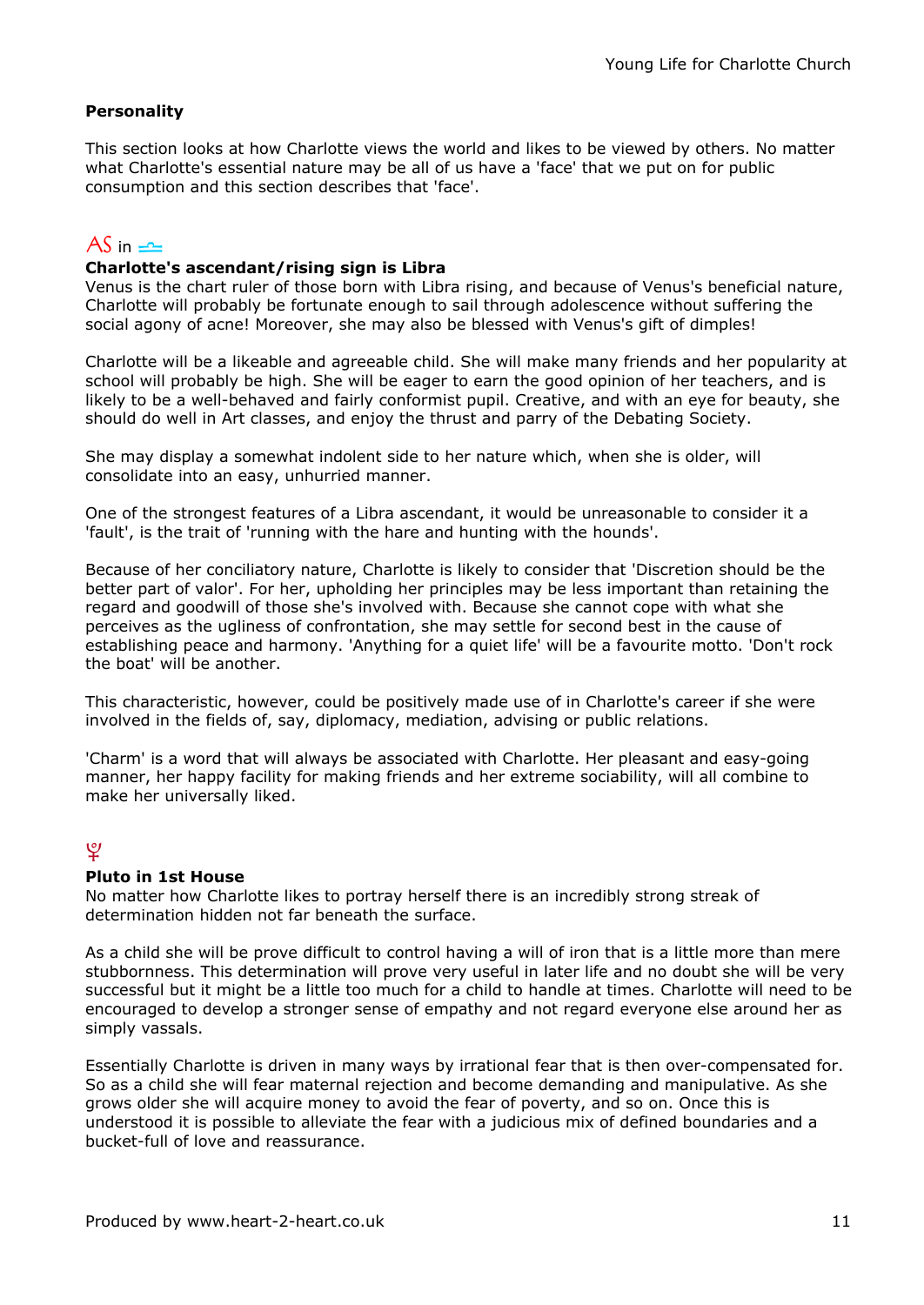## Personality

This section looks at how Charlotte views the world and likes to be viewed by others. No matter what Charlotte's essential nature may be all of us have a 'face' that we put on for public consumption and this section describes that 'face'.

AS in ♎

**Charlotte's ascendant/rising sign is Libra**

Venus is the chart ruler of those born with Libra rising, and because of Venus's beneficial nature, Charlotte will probably be fortunate enough to sail through adolescence without suffering the social agony of acne! Moreover, she may also be blessed with Venus's gift of dimples!

Charlotte will be a likeable and agreeable child. She will make many friends and her popularity at school will probably be high. She will be eager to earn the good opinion of her teachers, and is likely to be a well-behaved and fairly conformist pupil. Creative, and with an eye for beauty, she should do well in Art classes, and enjoy the thrust and parry of the Debating Society.

She may display a somewhat indolent side to her nature which, when she is older, will consolidate into an easy, unhurried manner.

One of the strongest features of a Libra ascendant, it would be unreasonable to consider it a 'fault', is the trait of 'running with the hare and hunting with the hounds'.

Because of her conciliatory nature, Charlotte is likely to consider that 'Discretion should be the better part of valor'. For her, upholding her principles may be less important than retaining the regard and goodwill of those she's involved with. Because she cannot cope with what she perceives as the ugliness of confrontation, she may settle for second best in the cause of establishing peace and harmony. 'Anything for a quiet life' will be a favourite motto. 'Don't rock the boat' will be another.

This characteristic, however, could be positively made use of in Charlotte's career if she were involved in the fields of, say, diplomacy, mediation, advising or public relations.

'Charm' is a word that will always be associated with Charlotte. Her pleasant and easy-going manner, her happy facility for making friends and her extreme sociability, will all combine to make her universally liked.

♇

**Pluto in 1st House**

No matter how Charlotte likes to portray herself there is an incredibly strong streak of determination hidden not far beneath the surface.

As a child she will be prove difficult to control having a will of iron that is a little more than mere stubbornness. This determination will prove very useful in later life and no doubt she will be very successful but it might be a little too much for a child to handle at times. Charlotte will need to be encouraged to develop a stronger sense of empathy and not regard everyone else around her as simply vassals.

Essentially Charlotte is driven in many ways by irrational fear that is then over-compensated for. So as a child she will fear maternal rejection and become demanding and manipulative. As she grows older she will acquire money to avoid the fear of poverty, and so on. Once this is understood it is possible to alleviate the fear with a judicious mix of defined boundaries and a bucket-full of love and reassurance.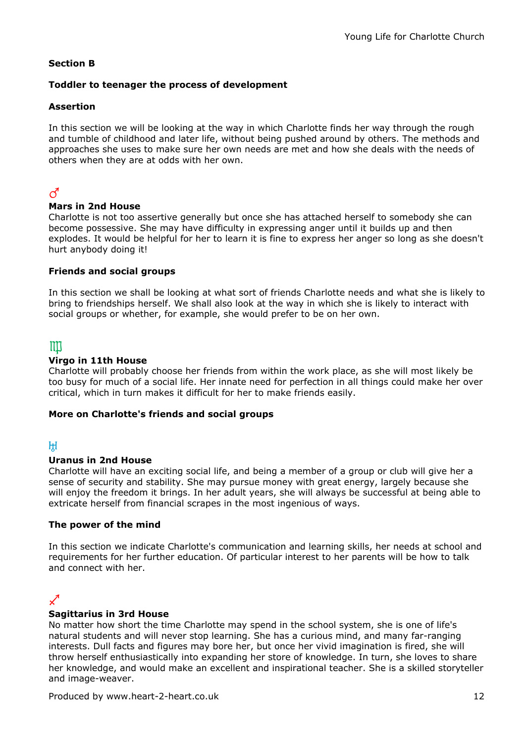**Section B**

**Toddler to teenager the process of development**

**Assertion**

In this section we will be looking at the way in which Charlotte finds her way through the rough and tumble of childhood and later life, without being pushed around by others. The methods and approaches she uses to make sure her own needs are met and how she deals with the needs of others when they are at odds with her own.

♂

**Mars in 2nd House**
Charlotte is not too assertive generally but once she has attached herself to somebody she can become possessive. She may have difficulty in expressing anger until it builds up and then explodes. It would be helpful for her to learn it is fine to express her anger so long as she doesn't hurt anybody doing it!

**Friends and social groups**

In this section we shall be looking at what sort of friends Charlotte needs and what she is likely to bring to friendships herself. We shall also look at the way in which she is likely to interact with social groups or whether, for example, she would prefer to be on her own.

♍

**Virgo in 11th House**
Charlotte will probably choose her friends from within the work place, as she will most likely be too busy for much of a social life. Her innate need for perfection in all things could make her over critical, which in turn makes it difficult for her to make friends easily.

**More on Charlotte's friends and social groups**

♅

**Uranus in 2nd House**
Charlotte will have an exciting social life, and being a member of a group or club will give her a sense of security and stability. She may pursue money with great energy, largely because she will enjoy the freedom it brings. In her adult years, she will always be successful at being able to extricate herself from financial scrapes in the most ingenious of ways.

**The power of the mind**

In this section we indicate Charlotte's communication and learning skills, her needs at school and requirements for her further education. Of particular interest to her parents will be how to talk and connect with her.

♐

**Sagittarius in 3rd House**
No matter how short the time Charlotte may spend in the school system, she is one of life's natural students and will never stop learning. She has a curious mind, and many far-ranging interests. Dull facts and figures may bore her, but once her vivid imagination is fired, she will throw herself enthusiastically into expanding her store of knowledge. In turn, she loves to share her knowledge, and would make an excellent and inspirational teacher. She is a skilled storyteller and image-weaver.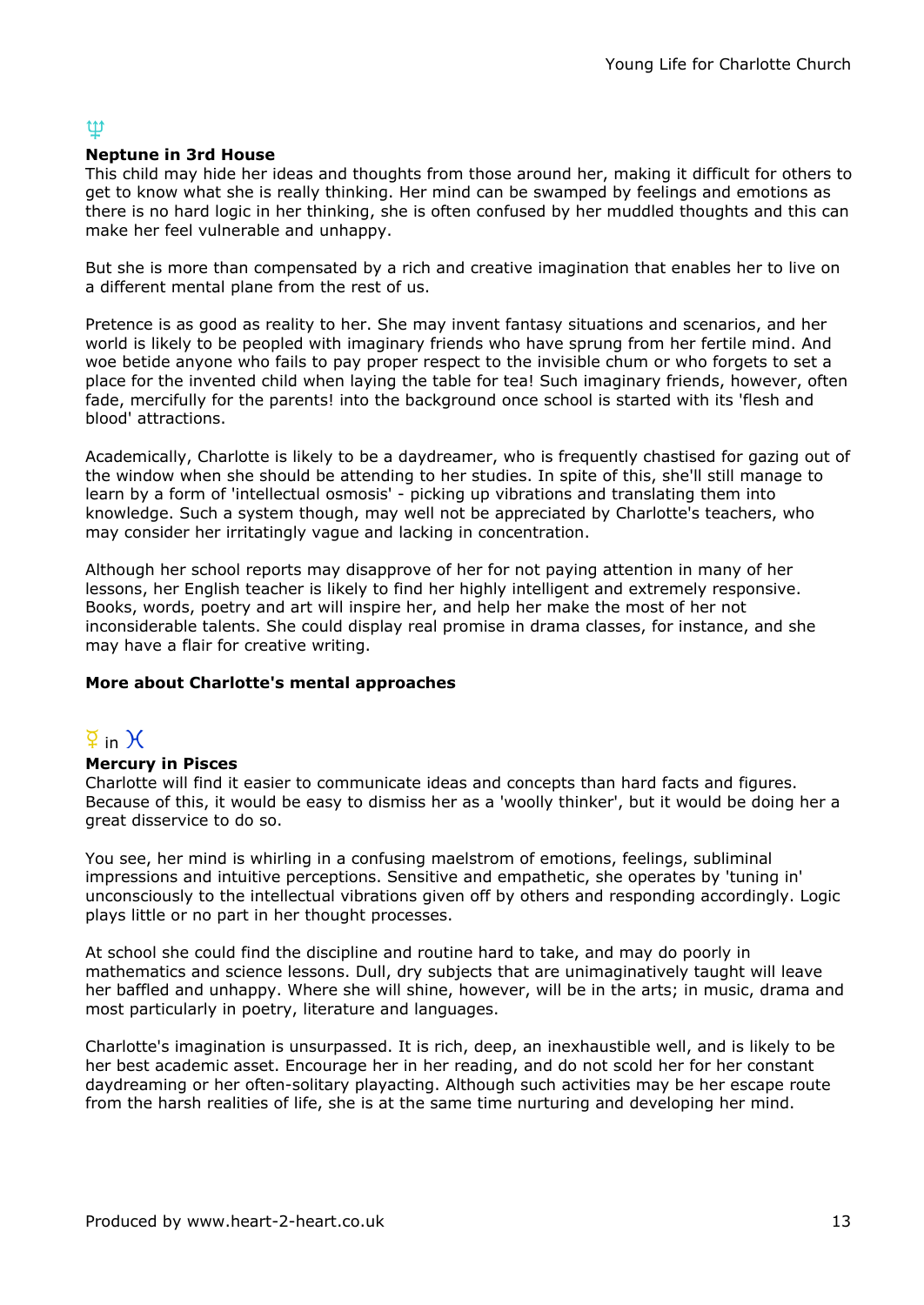♆

**Neptune in 3rd House**
This child may hide her ideas and thoughts from those around her, making it difficult for others to get to know what she is really thinking. Her mind can be swamped by feelings and emotions as there is no hard logic in her thinking, she is often confused by her muddled thoughts and this can make her feel vulnerable and unhappy.

But she is more than compensated by a rich and creative imagination that enables her to live on a different mental plane from the rest of us.

Pretence is as good as reality to her. She may invent fantasy situations and scenarios, and her world is likely to be peopled with imaginary friends who have sprung from her fertile mind. And woe betide anyone who fails to pay proper respect to the invisible chum or who forgets to set a place for the invented child when laying the table for tea! Such imaginary friends, however, often fade, mercifully for the parents! into the background once school is started with its 'flesh and blood' attractions.

Academically, Charlotte is likely to be a daydreamer, who is frequently chastised for gazing out of the window when she should be attending to her studies. In spite of this, she'll still manage to learn by a form of 'intellectual osmosis' - picking up vibrations and translating them into knowledge. Such a system though, may well not be appreciated by Charlotte's teachers, who may consider her irritatingly vague and lacking in concentration.

Although her school reports may disapprove of her for not paying attention in many of her lessons, her English teacher is likely to find her highly intelligent and extremely responsive. Books, words, poetry and art will inspire her, and help her make the most of her not inconsiderable talents. She could display real promise in drama classes, for instance, and she may have a flair for creative writing.

**More about Charlotte's mental approaches**

☿ in ♓

**Mercury in Pisces**
Charlotte will find it easier to communicate ideas and concepts than hard facts and figures. Because of this, it would be easy to dismiss her as a 'woolly thinker', but it would be doing her a great disservice to do so.

You see, her mind is whirling in a confusing maelstrom of emotions, feelings, subliminal impressions and intuitive perceptions. Sensitive and empathetic, she operates by 'tuning in' unconsciously to the intellectual vibrations given off by others and responding accordingly. Logic plays little or no part in her thought processes.

At school she could find the discipline and routine hard to take, and may do poorly in mathematics and science lessons. Dull, dry subjects that are unimaginatively taught will leave her baffled and unhappy. Where she will shine, however, will be in the arts; in music, drama and most particularly in poetry, literature and languages.

Charlotte's imagination is unsurpassed. It is rich, deep, an inexhaustible well, and is likely to be her best academic asset. Encourage her in her reading, and do not scold her for her constant daydreaming or her often-solitary playacting. Although such activities may be her escape route from the harsh realities of life, she is at the same time nurturing and developing her mind.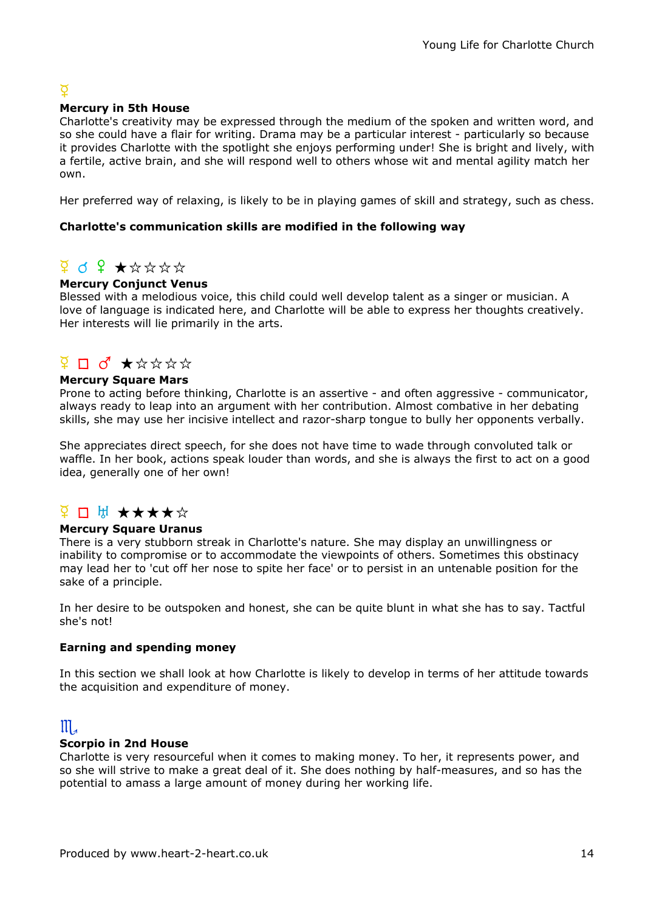☿

**Mercury in 5th House**
Charlotte's creativity may be expressed through the medium of the spoken and written word, and so she could have a flair for writing. Drama may be a particular interest - particularly so because it provides Charlotte with the spotlight she enjoys performing under! She is bright and lively, with a fertile, active brain, and she will respond well to others whose wit and mental agility match her own.

Her preferred way of relaxing, is likely to be in playing games of skill and strategy, such as chess.

**Charlotte's communication skills are modified in the following way**

☿ ☌ ♀ ★☆☆☆☆

**Mercury Conjunct Venus**
Blessed with a melodious voice, this child could well develop talent as a singer or musician. A love of language is indicated here, and Charlotte will be able to express her thoughts creatively. Her interests will lie primarily in the arts.

☿ □ ♂ ★☆☆☆☆

**Mercury Square Mars**
Prone to acting before thinking, Charlotte is an assertive - and often aggressive - communicator, always ready to leap into an argument with her contribution. Almost combative in her debating skills, she may use her incisive intellect and razor-sharp tongue to bully her opponents verbally.

She appreciates direct speech, for she does not have time to wade through convoluted talk or waffle. In her book, actions speak louder than words, and she is always the first to act on a good idea, generally one of her own!

☿ □ ♅ ★★★★☆

**Mercury Square Uranus**
There is a very stubborn streak in Charlotte's nature. She may display an unwillingness or inability to compromise or to accommodate the viewpoints of others. Sometimes this obstinacy may lead her to 'cut off her nose to spite her face' or to persist in an untenable position for the sake of a principle.

In her desire to be outspoken and honest, she can be quite blunt in what she has to say. Tactful she's not!

**Earning and spending money**

In this section we shall look at how Charlotte is likely to develop in terms of her attitude towards the acquisition and expenditure of money.

♏

**Scorpio in 2nd House**
Charlotte is very resourceful when it comes to making money. To her, it represents power, and so she will strive to make a great deal of it. She does nothing by half-measures, and so has the potential to amass a large amount of money during her working life.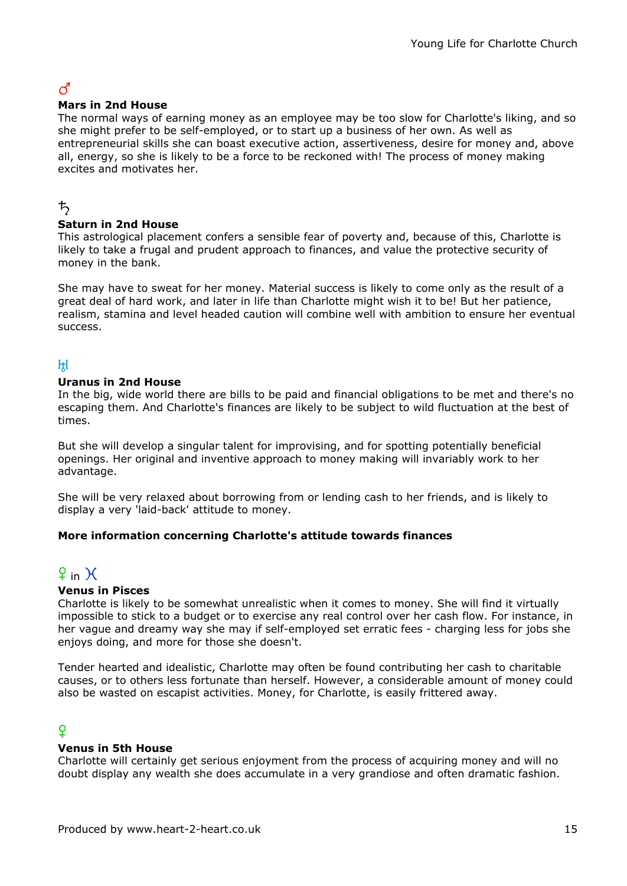♂

**Mars in 2nd House**

The normal ways of earning money as an employee may be too slow for Charlotte's liking, and so she might prefer to be self-employed, or to start up a business of her own. As well as entrepreneurial skills she can boast executive action, assertiveness, desire for money and, above all, energy, so she is likely to be a force to be reckoned with! The process of money making excites and motivates her.

♄

**Saturn in 2nd House**

This astrological placement confers a sensible fear of poverty and, because of this, Charlotte is likely to take a frugal and prudent approach to finances, and value the protective security of money in the bank.

She may have to sweat for her money. Material success is likely to come only as the result of a great deal of hard work, and later in life than Charlotte might wish it to be! But her patience, realism, stamina and level headed caution will combine well with ambition to ensure her eventual success.

♅

**Uranus in 2nd House**

In the big, wide world there are bills to be paid and financial obligations to be met and there's no escaping them. And Charlotte's finances are likely to be subject to wild fluctuation at the best of times.

But she will develop a singular talent for improvising, and for spotting potentially beneficial openings. Her original and inventive approach to money making will invariably work to her advantage.

She will be very relaxed about borrowing from or lending cash to her friends, and is likely to display a very 'laid-back' attitude to money.

**More information concerning Charlotte's attitude towards finances**

♀ in ♓

**Venus in Pisces**

Charlotte is likely to be somewhat unrealistic when it comes to money. She will find it virtually impossible to stick to a budget or to exercise any real control over her cash flow. For instance, in her vague and dreamy way she may if self-employed set erratic fees - charging less for jobs she enjoys doing, and more for those she doesn't.

Tender hearted and idealistic, Charlotte may often be found contributing her cash to charitable causes, or to others less fortunate than herself. However, a considerable amount of money could also be wasted on escapist activities. Money, for Charlotte, is easily frittered away.

♀

**Venus in 5th House**

Charlotte will certainly get serious enjoyment from the process of acquiring money and will no doubt display any wealth she does accumulate in a very grandiose and often dramatic fashion.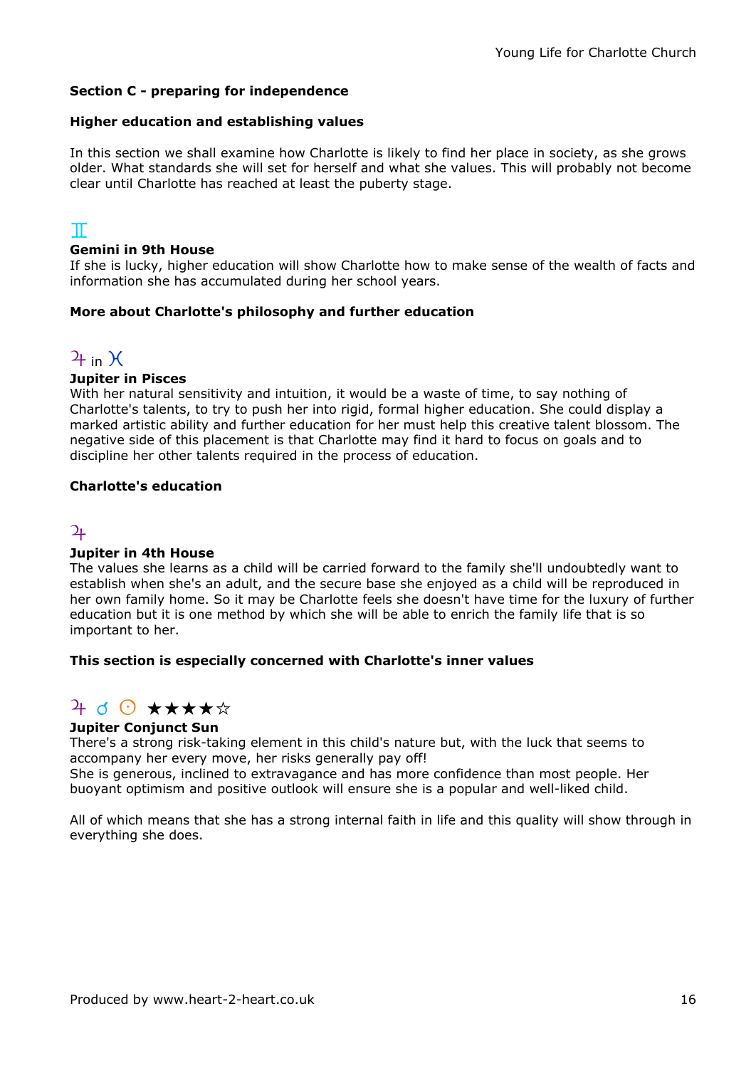## Section C - preparing for independence

### Higher education and establishing values

In this section we shall examine how Charlotte is likely to find her place in society, as she grows older. What standards she will set for herself and what she values. This will probably not become clear until Charlotte has reached at least the puberty stage.

♊

**Gemini in 9th House**
If she is lucky, higher education will show Charlotte how to make sense of the wealth of facts and information she has accumulated during her school years.

### More about Charlotte's philosophy and further education

♃ in ♓

**Jupiter in Pisces**
With her natural sensitivity and intuition, it would be a waste of time, to say nothing of Charlotte's talents, to try to push her into rigid, formal higher education. She could display a marked artistic ability and further education for her must help this creative talent blossom. The negative side of this placement is that Charlotte may find it hard to focus on goals and to discipline her other talents required in the process of education.

### Charlotte's education

♃

**Jupiter in 4th House**
The values she learns as a child will be carried forward to the family she'll undoubtedly want to establish when she's an adult, and the secure base she enjoyed as a child will be reproduced in her own family home. So it may be Charlotte feels she doesn't have time for the luxury of further education but it is one method by which she will be able to enrich the family life that is so important to her.

### This section is especially concerned with Charlotte's inner values

♃ ☌ ☉ ★★★★☆

**Jupiter Conjunct Sun**
There's a strong risk-taking element in this child's nature but, with the luck that seems to accompany her every move, her risks generally pay off!
She is generous, inclined to extravagance and has more confidence than most people. Her buoyant optimism and positive outlook will ensure she is a popular and well-liked child.

All of which means that she has a strong internal faith in life and this quality will show through in everything she does.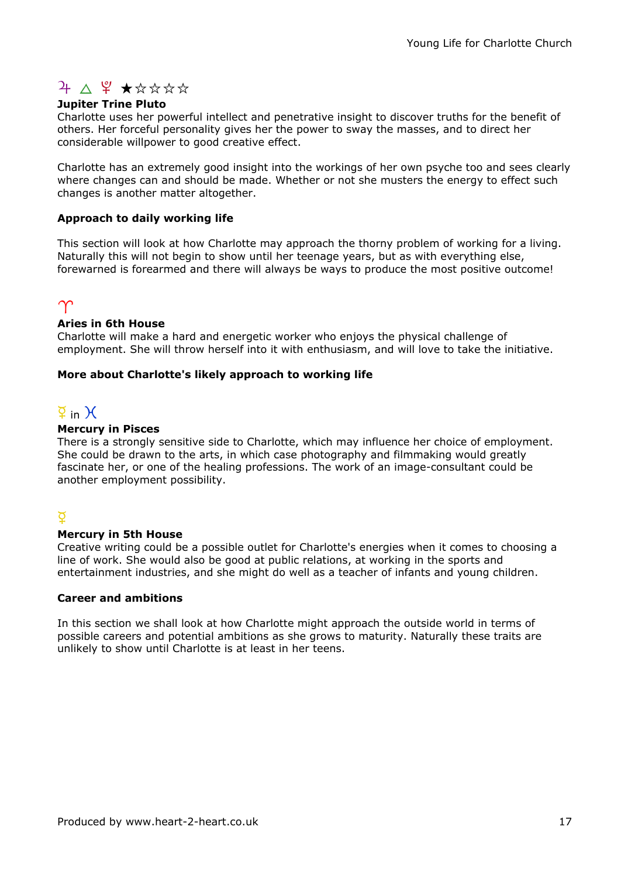♃ △ ♇ ★☆☆☆☆

**Jupiter Trine Pluto**
Charlotte uses her powerful intellect and penetrative insight to discover truths for the benefit of others. Her forceful personality gives her the power to sway the masses, and to direct her considerable willpower to good creative effect.

Charlotte has an extremely good insight into the workings of her own psyche too and sees clearly where changes can and should be made. Whether or not she musters the energy to effect such changes is another matter altogether.

**Approach to daily working life**

This section will look at how Charlotte may approach the thorny problem of working for a living. Naturally this will not begin to show until her teenage years, but as with everything else, forewarned is forearmed and there will always be ways to produce the most positive outcome!

♈

**Aries in 6th House**
Charlotte will make a hard and energetic worker who enjoys the physical challenge of employment. She will throw herself into it with enthusiasm, and will love to take the initiative.

**More about Charlotte's likely approach to working life**

☿ in ♓

**Mercury in Pisces**
There is a strongly sensitive side to Charlotte, which may influence her choice of employment. She could be drawn to the arts, in which case photography and filmmaking would greatly fascinate her, or one of the healing professions. The work of an image-consultant could be another employment possibility.

☿

**Mercury in 5th House**
Creative writing could be a possible outlet for Charlotte's energies when it comes to choosing a line of work. She would also be good at public relations, at working in the sports and entertainment industries, and she might do well as a teacher of infants and young children.

**Career and ambitions**

In this section we shall look at how Charlotte might approach the outside world in terms of possible careers and potential ambitions as she grows to maturity. Naturally these traits are unlikely to show until Charlotte is at least in her teens.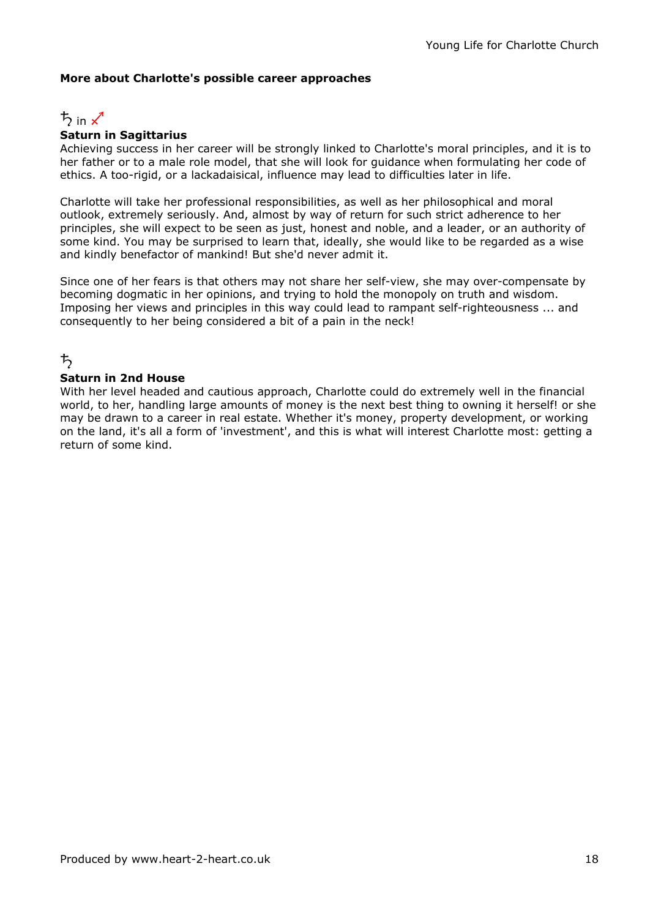**More about Charlotte's possible career approaches**

♄ in ♐

**Saturn in Sagittarius**

Achieving success in her career will be strongly linked to Charlotte's moral principles, and it is to her father or to a male role model, that she will look for guidance when formulating her code of ethics. A too-rigid, or a lackadaisical, influence may lead to difficulties later in life.

Charlotte will take her professional responsibilities, as well as her philosophical and moral outlook, extremely seriously. And, almost by way of return for such strict adherence to her principles, she will expect to be seen as just, honest and noble, and a leader, or an authority of some kind. You may be surprised to learn that, ideally, she would like to be regarded as a wise and kindly benefactor of mankind! But she'd never admit it.

Since one of her fears is that others may not share her self-view, she may over-compensate by becoming dogmatic in her opinions, and trying to hold the monopoly on truth and wisdom. Imposing her views and principles in this way could lead to rampant self-righteousness ... and consequently to her being considered a bit of a pain in the neck!

♄

**Saturn in 2nd House**

With her level headed and cautious approach, Charlotte could do extremely well in the financial world, to her, handling large amounts of money is the next best thing to owning it herself! or she may be drawn to a career in real estate. Whether it's money, property development, or working on the land, it's all a form of 'investment', and this is what will interest Charlotte most: getting a return of some kind.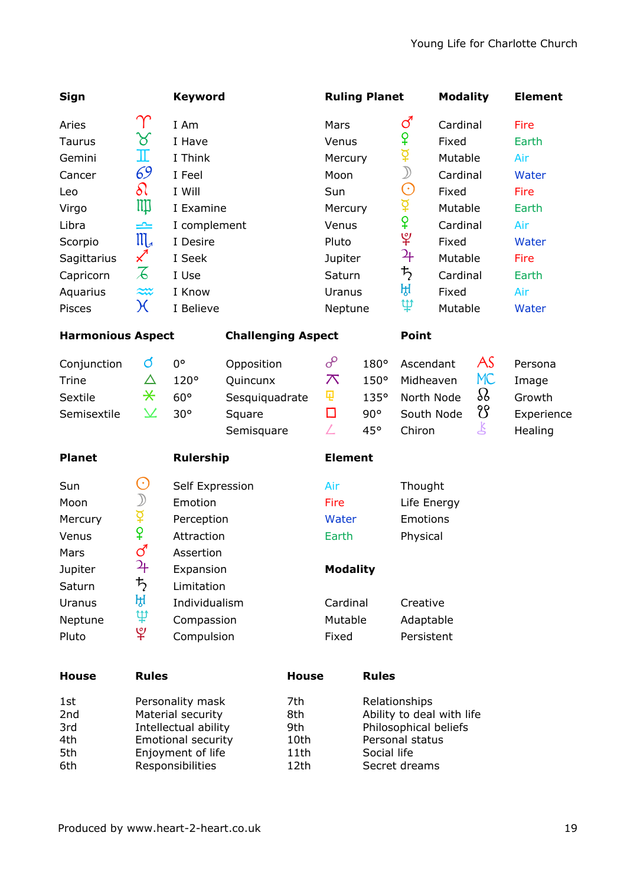| Sign | | Keyword | Ruling Planet | | Modality | Element |
|---|---|---|---|---|---|---|
| Aries | ♈ | I Am | Mars | ♂ | Cardinal | Fire |
| Taurus | ♉ | I Have | Venus | ♀ | Fixed | Earth |
| Gemini | ♊ | I Think | Mercury | ☿ | Mutable | Air |
| Cancer | ♋ | I Feel | Moon | ☽ | Cardinal | Water |
| Leo | ♌ | I Will | Sun | ☉ | Fixed | Fire |
| Virgo | ♍ | I Examine | Mercury | ☿ | Mutable | Earth |
| Libra | ♎ | I complement | Venus | ♀ | Cardinal | Air |
| Scorpio | ♏ | I Desire | Pluto | ♇ | Fixed | Water |
| Sagittarius | ♐ | I Seek | Jupiter | ♃ | Mutable | Fire |
| Capricorn | ♑ | I Use | Saturn | ♄ | Cardinal | Earth |
| Aquarius | ♒ | I Know | Uranus | ♅ | Fixed | Air |
| Pisces | ♓ | I Believe | Neptune | ♆ | Mutable | Water |

| Harmonious Aspect | | | Challenging Aspect | | | Point | | |
|---|---|---|---|---|---|---|---|---|
| Conjunction | ☌ | 0° | Opposition | ☍ | 180° | Ascendant | AS | Persona |
| Trine | △ | 120° | Quincunx | ⚻ | 150° | Midheaven | MC | Image |
| Sextile | ⚹ | 60° | Sesquiquadrate | ⚼ | 135° | North Node | ☊ | Growth |
| Semisextile | ⚺ | 30° | Square | □ | 90° | South Node | ☋ | Experience |
| | | | Semisquare | ∠ | 45° | Chiron | ⚷ | Healing |

| Planet | | Rulership |
|---|---|---|
| Sun | ☉ | Self Expression |
| Moon | ☽ | Emotion |
| Mercury | ☿ | Perception |
| Venus | ♀ | Attraction |
| Mars | ♂ | Assertion |
| Jupiter | ♃ | Expansion |
| Saturn | ♄ | Limitation |
| Uranus | ♅ | Individualism |
| Neptune | ♆ | Compassion |
| Pluto | ♇ | Compulsion |

| Element | |
|---|---|
| Air | Thought |
| Fire | Life Energy |
| Water | Emotions |
| Earth | Physical |

| Modality | |
|---|---|
| Cardinal | Creative |
| Mutable | Adaptable |
| Fixed | Persistent |

| House | Rules | House | Rules |
|---|---|---|---|
| 1st | Personality mask | 7th | Relationships |
| 2nd | Material security | 8th | Ability to deal with life |
| 3rd | Intellectual ability | 9th | Philosophical beliefs |
| 4th | Emotional security | 10th | Personal status |
| 5th | Enjoyment of life | 11th | Social life |
| 6th | Responsibilities | 12th | Secret dreams |